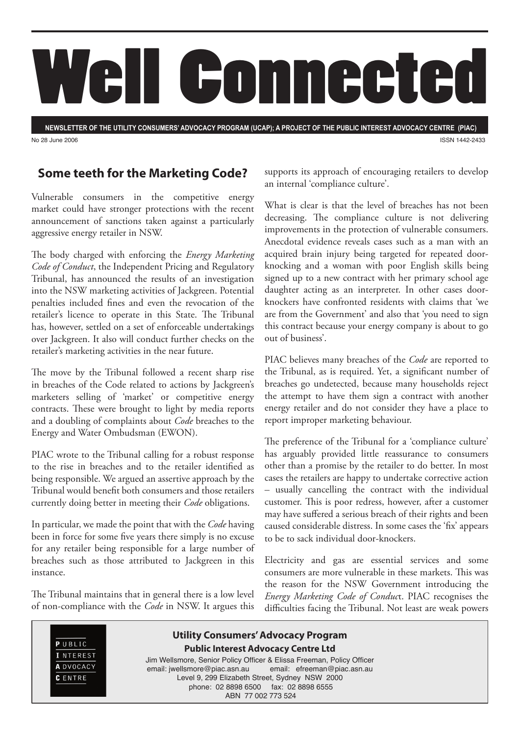# Well Connected

**NEWSLETTER OF THE UTILITY CONSUMERS' ADVOCACY PROGRAM (UCAP); A PROJECT OF THE PUBLIC INTEREST ADVOCACY CENTRE (PIAC)**

No 28 June 2006

ISSN 1442-2433

## Some teeth for the Marketing Code?

Vulnerable consumers in the competitive energy market could have stronger protections with the recent announcement of sanctions taken against a particularly aggressive energy retailer in NSW.

The body charged with enforcing the *Energy Marketing Code of Conduct*, the Independent Pricing and Regulatory Tribunal, has announced the results of an investigation into the NSW marketing activities of Jackgreen. Potential penalties included fines and even the revocation of the retailer's licence to operate in this State. The Tribunal has, however, settled on a set of enforceable undertakings over Jackgreen. It also will conduct further checks on the retailer's marketing activities in the near future.

The move by the Tribunal followed a recent sharp rise in breaches of the Code related to actions by Jackgreen's marketers selling of 'market' or competitive energy contracts. These were brought to light by media reports and a doubling of complaints about *Code* breaches to the Energy and Water Ombudsman (EWON).

PIAC wrote to the Tribunal calling for a robust response to the rise in breaches and to the retailer identified as being responsible. We argued an assertive approach by the Tribunal would benefit both consumers and those retailers currently doing better in meeting their *Code* obligations.

In particular, we made the point that with the *Code* having been in force for some five years there simply is no excuse for any retailer being responsible for a large number of breaches such as those attributed to Jackgreen in this instance.

The Tribunal maintains that in general there is a low level of non-compliance with the *Code* in NSW. It argues this supports its approach of encouraging retailers to develop an internal 'compliance culture'.

What is clear is that the level of breaches has not been decreasing. The compliance culture is not delivering improvements in the protection of vulnerable consumers. Anecdotal evidence reveals cases such as a man with an acquired brain injury being targeted for repeated door-knocking and a woman with poor English skills being signed up to a new contract with her primary school age daughter acting as an interpreter. In other cases door-knockers have confronted residents with claims that 'we are from the Government' and also that 'you need to sign this contract because your energy company is about to go out of business'.

PIAC believes many breaches of the *Code* are reported to the Tribunal, as is required. Yet, a significant number of breaches go undetected, because many households reject the attempt to have them sign a contract with another energy retailer and do not consider they have a place to report improper marketing behaviour.

The preference of the Tribunal for a 'compliance culture' has arguably provided little reassurance to consumers other than a promise by the retailer to do better. In most cases the retailers are happy to undertake corrective action – usually cancelling the contract with the individual customer. This is poor redress, however, after a customer may have suffered a serious breach of their rights and been caused considerable distress. In some cases the 'fix' appears to be to sack individual door-knockers.

Electricity and gas are essential services and some consumers are more vulnerable in these markets. This was the reason for the NSW Government introducing the *Energy Marketing Code of Conduc*t. PIAC recognises the difficulties facing the Tribunal. Not least are weak powers

---

**Utility Consumers' Advocacy Program**

**Public Interest Advocacy Centre Ltd**

PUBLIC INTEREST ADVOCACY CENTRE

Jim Wellsmore, Senior Policy Officer & Elissa Freeman, Policy Officer
email: jwellsmore@piac.asn.au email: efreeman@piac.asn.au
Level 9, 299 Elizabeth Street, Sydney NSW 2000
phone: 02 8898 6500 fax: 02 8898 6555
ABN 77 002 773 524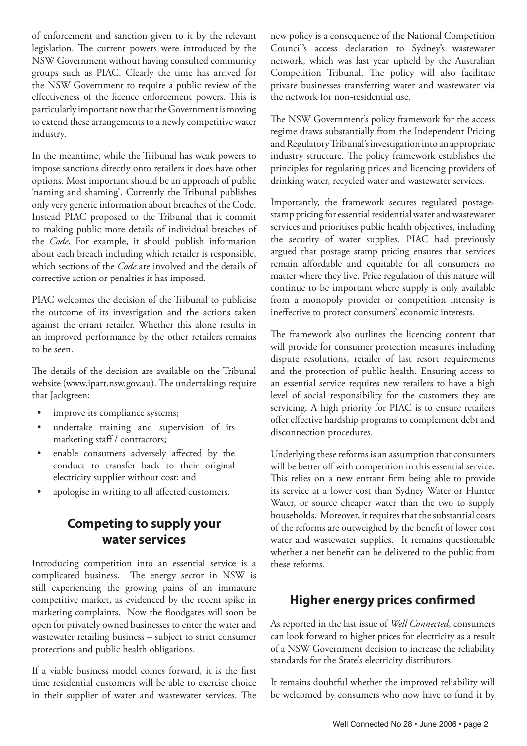of enforcement and sanction given to it by the relevant legislation. The current powers were introduced by the NSW Government without having consulted community groups such as PIAC. Clearly the time has arrived for the NSW Government to require a public review of the effectiveness of the licence enforcement powers. This is particularly important now that the Government is moving to extend these arrangements to a newly competitive water industry.

In the meantime, while the Tribunal has weak powers to impose sanctions directly onto retailers it does have other options. Most important should be an approach of public 'naming and shaming'. Currently the Tribunal publishes only very generic information about breaches of the Code. Instead PIAC proposed to the Tribunal that it commit to making public more details of individual breaches of the *Code*. For example, it should publish information about each breach including which retailer is responsible, which sections of the *Code* are involved and the details of corrective action or penalties it has imposed.

PIAC welcomes the decision of the Tribunal to publicise the outcome of its investigation and the actions taken against the errant retailer. Whether this alone results in an improved performance by the other retailers remains to be seen.

The details of the decision are available on the Tribunal website (www.ipart.nsw.gov.au). The undertakings require that Jackgreen:

- improve its compliance systems;
- undertake training and supervision of its marketing staff / contractors;
- enable consumers adversely affected by the conduct to transfer back to their original electricity supplier without cost; and
- apologise in writing to all affected customers.

## Competing to supply your water services

Introducing competition into an essential service is a complicated business. The energy sector in NSW is still experiencing the growing pains of an immature competitive market, as evidenced by the recent spike in marketing complaints. Now the floodgates will soon be open for privately owned businesses to enter the water and wastewater retailing business – subject to strict consumer protections and public health obligations.

If a viable business model comes forward, it is the first time residential customers will be able to exercise choice in their supplier of water and wastewater services. The new policy is a consequence of the National Competition Council's access declaration to Sydney's wastewater network, which was last year upheld by the Australian Competition Tribunal. The policy will also facilitate private businesses transferring water and wastewater via the network for non-residential use.

The NSW Government's policy framework for the access regime draws substantially from the Independent Pricing and Regulatory Tribunal's investigation into an appropriate industry structure. The policy framework establishes the principles for regulating prices and licencing providers of drinking water, recycled water and wastewater services.

Importantly, the framework secures regulated postage-stamp pricing for essential residential water and wastewater services and prioritises public health objectives, including the security of water supplies. PIAC had previously argued that postage stamp pricing ensures that services remain affordable and equitable for all consumers no matter where they live. Price regulation of this nature will continue to be important where supply is only available from a monopoly provider or competition intensity is ineffective to protect consumers' economic interests.

The framework also outlines the licencing content that will provide for consumer protection measures including dispute resolutions, retailer of last resort requirements and the protection of public health. Ensuring access to an essential service requires new retailers to have a high level of social responsibility for the customers they are servicing. A high priority for PIAC is to ensure retailers offer effective hardship programs to complement debt and disconnection procedures.

Underlying these reforms is an assumption that consumers will be better off with competition in this essential service. This relies on a new entrant firm being able to provide its service at a lower cost than Sydney Water or Hunter Water, or source cheaper water than the two to supply households. Moreover, it requires that the substantial costs of the reforms are outweighed by the benefit of lower cost water and wastewater supplies. It remains questionable whether a net benefit can be delivered to the public from these reforms.

## Higher energy prices confirmed

As reported in the last issue of *Well Connected*, consumers can look forward to higher prices for electricity as a result of a NSW Government decision to increase the reliability standards for the State's electricity distributors.

It remains doubtful whether the improved reliability will be welcomed by consumers who now have to fund it by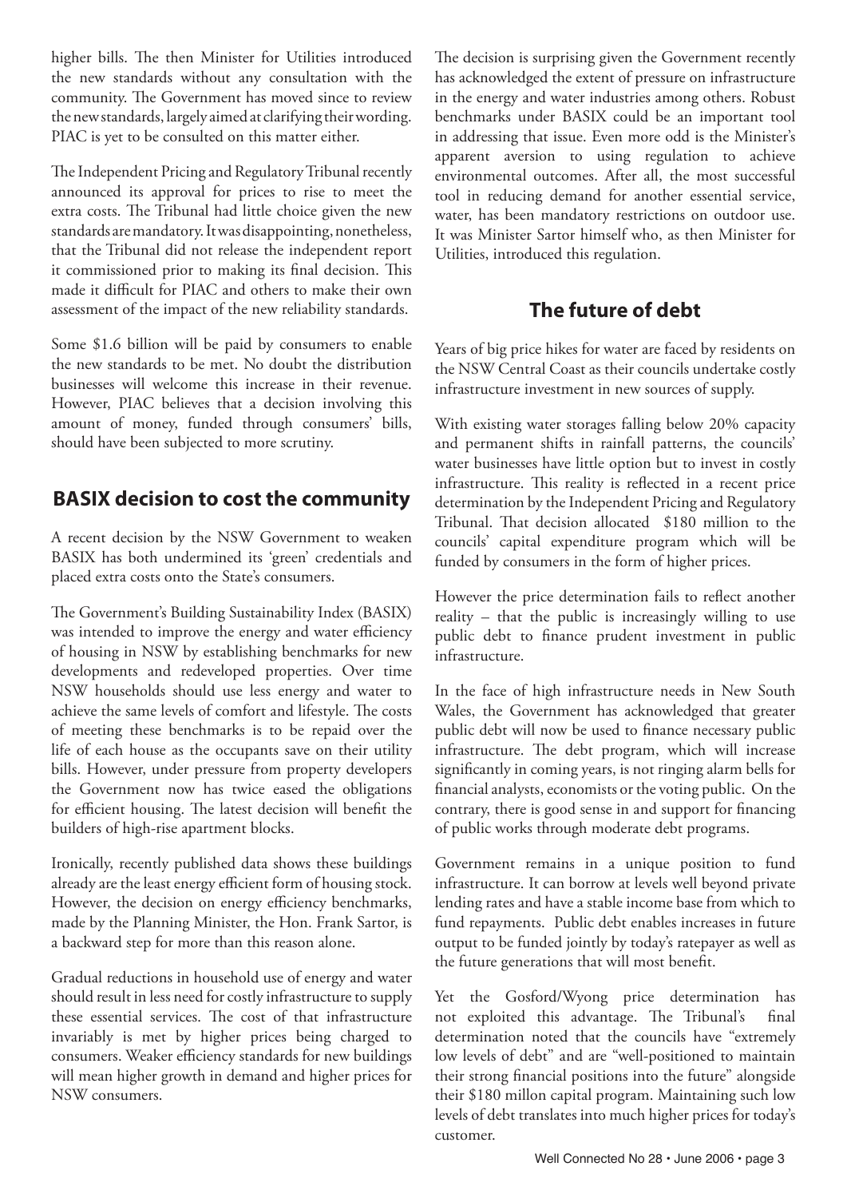higher bills. The then Minister for Utilities introduced the new standards without any consultation with the community. The Government has moved since to review the new standards, largely aimed at clarifying their wording. PIAC is yet to be consulted on this matter either.

The Independent Pricing and Regulatory Tribunal recently announced its approval for prices to rise to meet the extra costs. The Tribunal had little choice given the new standards are mandatory. It was disappointing, nonetheless, that the Tribunal did not release the independent report it commissioned prior to making its final decision. This made it difficult for PIAC and others to make their own assessment of the impact of the new reliability standards.

Some $1.6 billion will be paid by consumers to enable the new standards to be met. No doubt the distribution businesses will welcome this increase in their revenue. However, PIAC believes that a decision involving this amount of money, funded through consumers' bills, should have been subjected to more scrutiny.

## BASIX decision to cost the community

A recent decision by the NSW Government to weaken BASIX has both undermined its 'green' credentials and placed extra costs onto the State's consumers.

The Government's Building Sustainability Index (BASIX) was intended to improve the energy and water efficiency of housing in NSW by establishing benchmarks for new developments and redeveloped properties. Over time NSW households should use less energy and water to achieve the same levels of comfort and lifestyle. The costs of meeting these benchmarks is to be repaid over the life of each house as the occupants save on their utility bills. However, under pressure from property developers the Government now has twice eased the obligations for efficient housing. The latest decision will benefit the builders of high-rise apartment blocks.

Ironically, recently published data shows these buildings already are the least energy efficient form of housing stock. However, the decision on energy efficiency benchmarks, made by the Planning Minister, the Hon. Frank Sartor, is a backward step for more than this reason alone.

Gradual reductions in household use of energy and water should result in less need for costly infrastructure to supply these essential services. The cost of that infrastructure invariably is met by higher prices being charged to consumers. Weaker efficiency standards for new buildings will mean higher growth in demand and higher prices for NSW consumers.

The decision is surprising given the Government recently has acknowledged the extent of pressure on infrastructure in the energy and water industries among others. Robust benchmarks under BASIX could be an important tool in addressing that issue. Even more odd is the Minister's apparent aversion to using regulation to achieve environmental outcomes. After all, the most successful tool in reducing demand for another essential service, water, has been mandatory restrictions on outdoor use. It was Minister Sartor himself who, as then Minister for Utilities, introduced this regulation.

## The future of debt

Years of big price hikes for water are faced by residents on the NSW Central Coast as their councils undertake costly infrastructure investment in new sources of supply.

With existing water storages falling below 20% capacity and permanent shifts in rainfall patterns, the councils' water businesses have little option but to invest in costly infrastructure. This reality is reflected in a recent price determination by the Independent Pricing and Regulatory Tribunal. That decision allocated $180 million to the councils' capital expenditure program which will be funded by consumers in the form of higher prices.

However the price determination fails to reflect another reality – that the public is increasingly willing to use public debt to finance prudent investment in public infrastructure.

In the face of high infrastructure needs in New South Wales, the Government has acknowledged that greater public debt will now be used to finance necessary public infrastructure. The debt program, which will increase significantly in coming years, is not ringing alarm bells for financial analysts, economists or the voting public. On the contrary, there is good sense in and support for financing of public works through moderate debt programs.

Government remains in a unique position to fund infrastructure. It can borrow at levels well beyond private lending rates and have a stable income base from which to fund repayments. Public debt enables increases in future output to be funded jointly by today's ratepayer as well as the future generations that will most benefit.

Yet the Gosford/Wyong price determination has not exploited this advantage. The Tribunal's final determination noted that the councils have "extremely low levels of debt" and are "well-positioned to maintain their strong financial positions into the future" alongside their $180 millon capital program. Maintaining such low levels of debt translates into much higher prices for today's customer.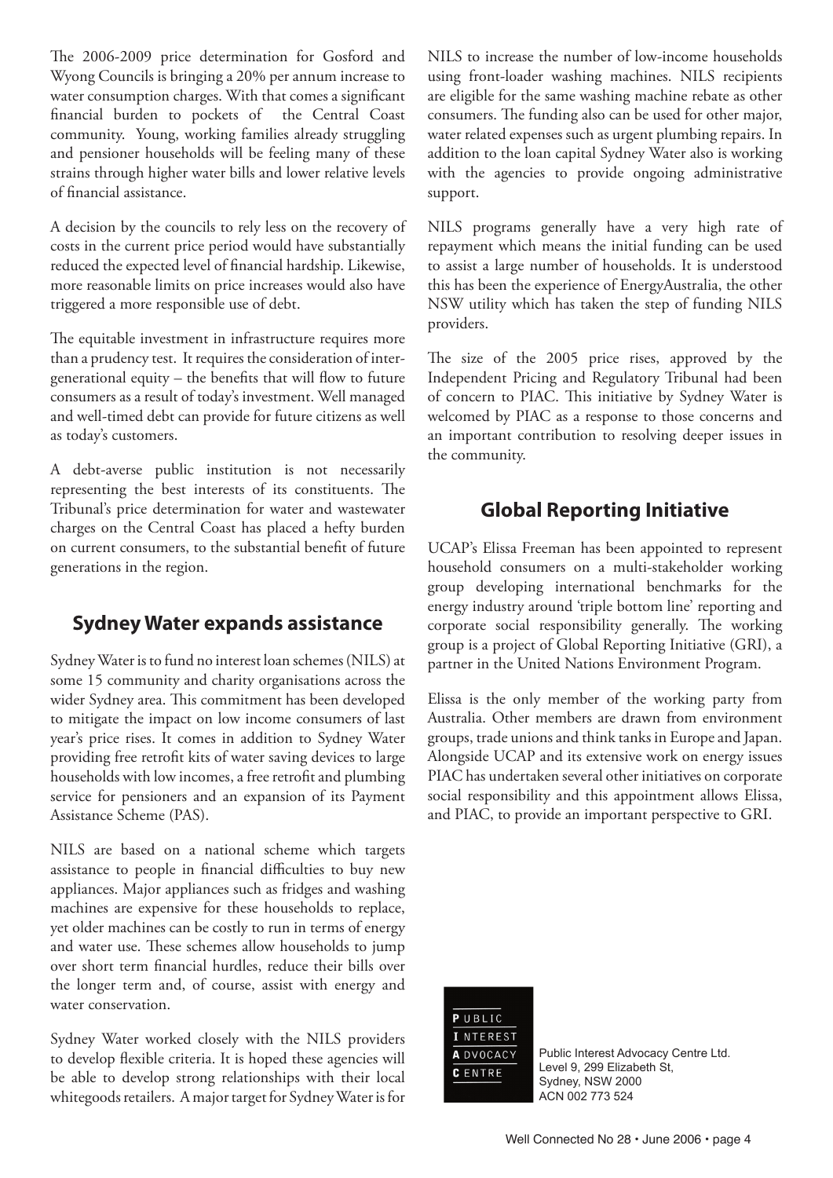The 2006-2009 price determination for Gosford and Wyong Councils is bringing a 20% per annum increase to water consumption charges. With that comes a significant financial burden to pockets of the Central Coast community. Young, working families already struggling and pensioner households will be feeling many of these strains through higher water bills and lower relative levels of financial assistance.

A decision by the councils to rely less on the recovery of costs in the current price period would have substantially reduced the expected level of financial hardship. Likewise, more reasonable limits on price increases would also have triggered a more responsible use of debt.

The equitable investment in infrastructure requires more than a prudency test. It requires the consideration of inter-generational equity – the benefits that will flow to future consumers as a result of today's investment. Well managed and well-timed debt can provide for future citizens as well as today's customers.

A debt-averse public institution is not necessarily representing the best interests of its constituents. The Tribunal's price determination for water and wastewater charges on the Central Coast has placed a hefty burden on current consumers, to the substantial benefit of future generations in the region.

## Sydney Water expands assistance

Sydney Water is to fund no interest loan schemes (NILS) at some 15 community and charity organisations across the wider Sydney area. This commitment has been developed to mitigate the impact on low income consumers of last year's price rises. It comes in addition to Sydney Water providing free retrofit kits of water saving devices to large households with low incomes, a free retrofit and plumbing service for pensioners and an expansion of its Payment Assistance Scheme (PAS).

NILS are based on a national scheme which targets assistance to people in financial difficulties to buy new appliances. Major appliances such as fridges and washing machines are expensive for these households to replace, yet older machines can be costly to run in terms of energy and water use. These schemes allow households to jump over short term financial hurdles, reduce their bills over the longer term and, of course, assist with energy and water conservation.

Sydney Water worked closely with the NILS providers to develop flexible criteria. It is hoped these agencies will be able to develop strong relationships with their local whitegoods retailers. A major target for Sydney Water is for NILS to increase the number of low-income households using front-loader washing machines. NILS recipients are eligible for the same washing machine rebate as other consumers. The funding also can be used for other major, water related expenses such as urgent plumbing repairs. In addition to the loan capital Sydney Water also is working with the agencies to provide ongoing administrative support.

NILS programs generally have a very high rate of repayment which means the initial funding can be used to assist a large number of households. It is understood this has been the experience of EnergyAustralia, the other NSW utility which has taken the step of funding NILS providers.

The size of the 2005 price rises, approved by the Independent Pricing and Regulatory Tribunal had been of concern to PIAC. This initiative by Sydney Water is welcomed by PIAC as a response to those concerns and an important contribution to resolving deeper issues in the community.

## Global Reporting Initiative

UCAP's Elissa Freeman has been appointed to represent household consumers on a multi-stakeholder working group developing international benchmarks for the energy industry around 'triple bottom line' reporting and corporate social responsibility generally. The working group is a project of Global Reporting Initiative (GRI), a partner in the United Nations Environment Program.

Elissa is the only member of the working party from Australia. Other members are drawn from environment groups, trade unions and think tanks in Europe and Japan. Alongside UCAP and its extensive work on energy issues PIAC has undertaken several other initiatives on corporate social responsibility and this appointment allows Elissa, and PIAC, to provide an important perspective to GRI.

PUBLIC INTEREST ADVOCACY CENTRE

Public Interest Advocacy Centre Ltd.
Level 9, 299 Elizabeth St,
Sydney, NSW 2000
ACN 002 773 524